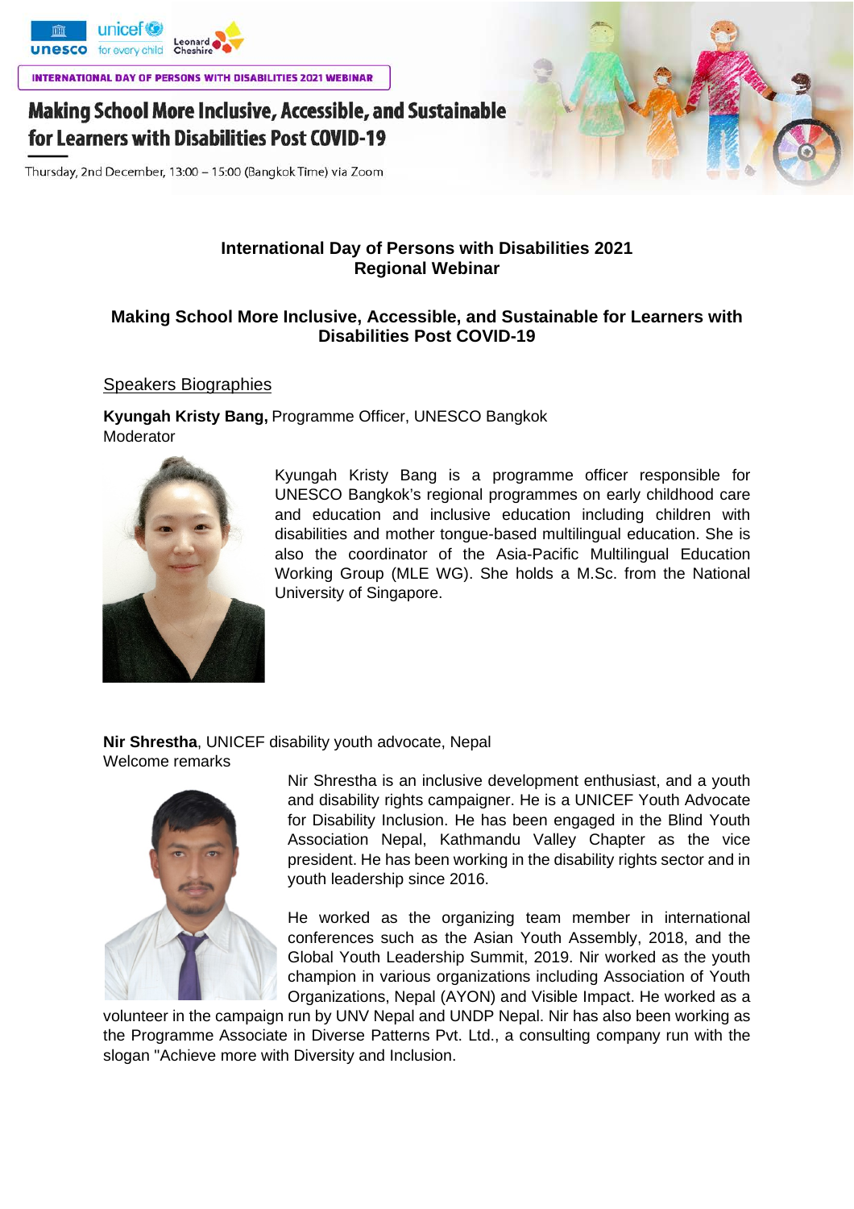INTERNATIONAL DAY OF PERSONS WITH DISABILITIES 2021 WEBINAR

# Making School More Inclusive, Accessible, and Sustainable for Learners with Disabilities Post COVID-19

Thursday, 2nd December, 13:00 – 15:00 (Bangkok Time) via Zoom

## International Day of Persons with Disabilities 2021 Regional Webinar

## Making School More Inclusive, Accessible, and Sustainable for Learners with Disabilities Post COVID-19

Speakers Biographies

**Kyungah Kristy Bang,** Programme Officer, UNESCO Bangkok
Moderator

Kyungah Kristy Bang is a programme officer responsible for UNESCO Bangkok's regional programmes on early childhood care and education and inclusive education including children with disabilities and mother tongue-based multilingual education. She is also the coordinator of the Asia-Pacific Multilingual Education Working Group (MLE WG). She holds a M.Sc. from the National University of Singapore.

**Nir Shrestha**, UNICEF disability youth advocate, Nepal
Welcome remarks

Nir Shrestha is an inclusive development enthusiast, and a youth and disability rights campaigner. He is a UNICEF Youth Advocate for Disability Inclusion. He has been engaged in the Blind Youth Association Nepal, Kathmandu Valley Chapter as the vice president. He has been working in the disability rights sector and in youth leadership since 2016.

He worked as the organizing team member in international conferences such as the Asian Youth Assembly, 2018, and the Global Youth Leadership Summit, 2019. Nir worked as the youth champion in various organizations including Association of Youth Organizations, Nepal (AYON) and Visible Impact. He worked as a volunteer in the campaign run by UNV Nepal and UNDP Nepal. Nir has also been working as the Programme Associate in Diverse Patterns Pvt. Ltd., a consulting company run with the slogan "Achieve more with Diversity and Inclusion.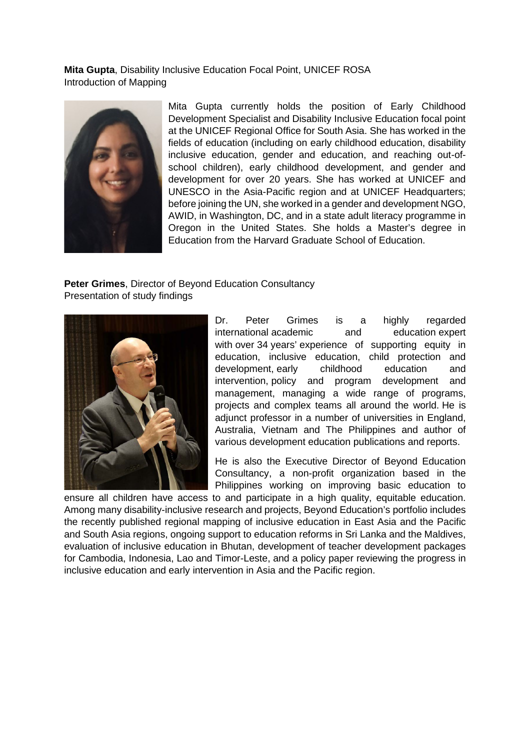**Mita Gupta**, Disability Inclusive Education Focal Point, UNICEF ROSA
Introduction of Mapping

Mita Gupta currently holds the position of Early Childhood Development Specialist and Disability Inclusive Education focal point at the UNICEF Regional Office for South Asia. She has worked in the fields of education (including on early childhood education, disability inclusive education, gender and education, and reaching out-of-school children), early childhood development, and gender and development for over 20 years. She has worked at UNICEF and UNESCO in the Asia-Pacific region and at UNICEF Headquarters; before joining the UN, she worked in a gender and development NGO, AWID, in Washington, DC, and in a state adult literacy programme in Oregon in the United States. She holds a Master's degree in Education from the Harvard Graduate School of Education.

**Peter Grimes**, Director of Beyond Education Consultancy
Presentation of study findings

Dr. Peter Grimes is a highly regarded international academic and education expert with over 34 years' experience of supporting equity in education, inclusive education, child protection and development, early childhood education and intervention, policy and program development and management, managing a wide range of programs, projects and complex teams all around the world. He is adjunct professor in a number of universities in England, Australia, Vietnam and The Philippines and author of various development education publications and reports.

He is also the Executive Director of Beyond Education Consultancy, a non-profit organization based in the Philippines working on improving basic education to ensure all children have access to and participate in a high quality, equitable education. Among many disability-inclusive research and projects, Beyond Education's portfolio includes the recently published regional mapping of inclusive education in East Asia and the Pacific and South Asia regions, ongoing support to education reforms in Sri Lanka and the Maldives, evaluation of inclusive education in Bhutan, development of teacher development packages for Cambodia, Indonesia, Lao and Timor-Leste, and a policy paper reviewing the progress in inclusive education and early intervention in Asia and the Pacific region.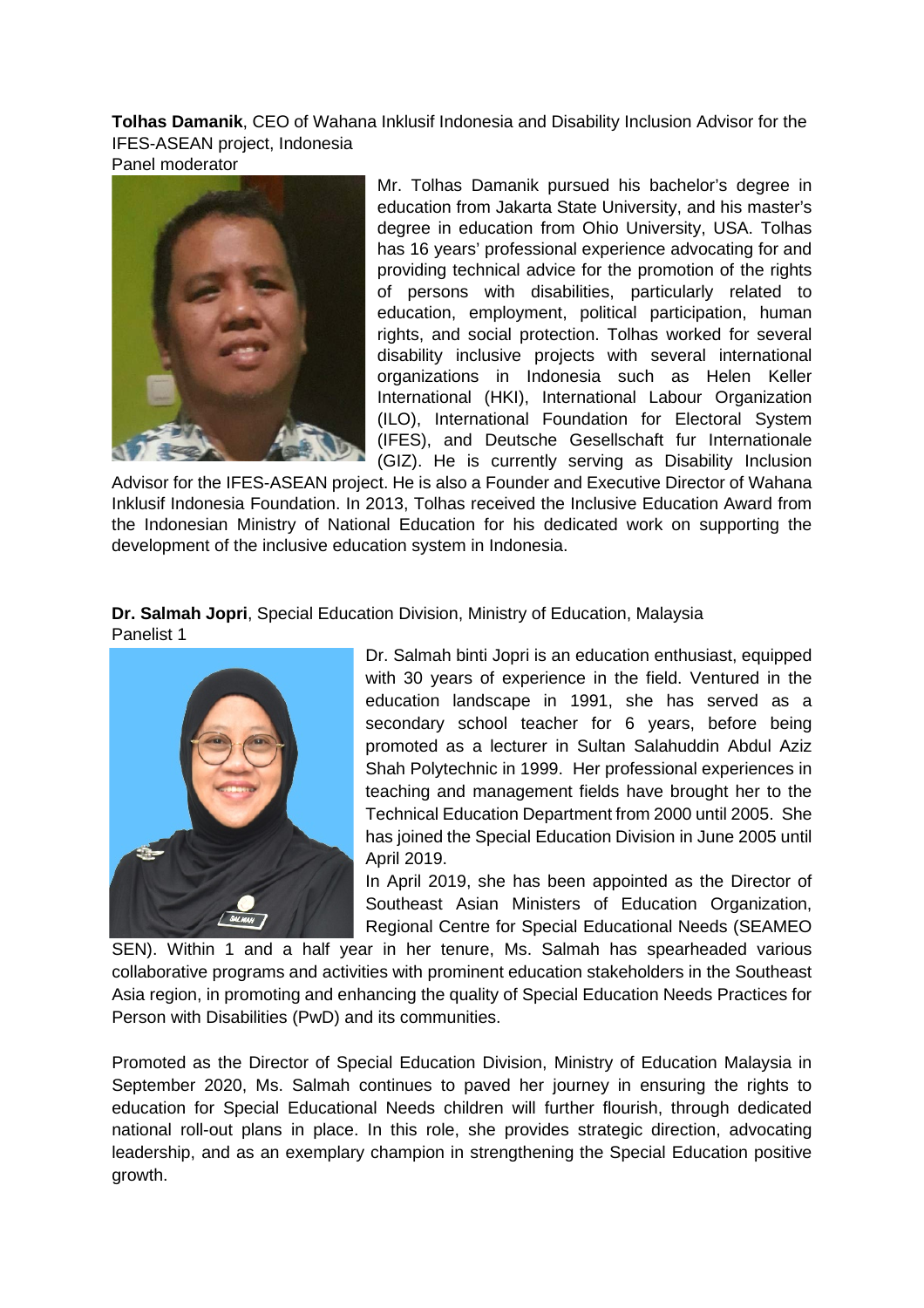**Tolhas Damanik**, CEO of Wahana Inklusif Indonesia and Disability Inclusion Advisor for the IFES-ASEAN project, Indonesia
Panel moderator

Mr. Tolhas Damanik pursued his bachelor's degree in education from Jakarta State University, and his master's degree in education from Ohio University, USA. Tolhas has 16 years' professional experience advocating for and providing technical advice for the promotion of the rights of persons with disabilities, particularly related to education, employment, political participation, human rights, and social protection. Tolhas worked for several disability inclusive projects with several international organizations in Indonesia such as Helen Keller International (HKI), International Labour Organization (ILO), International Foundation for Electoral System (IFES), and Deutsche Gesellschaft fur Internationale (GIZ). He is currently serving as Disability Inclusion Advisor for the IFES-ASEAN project. He is also a Founder and Executive Director of Wahana Inklusif Indonesia Foundation. In 2013, Tolhas received the Inclusive Education Award from the Indonesian Ministry of National Education for his dedicated work on supporting the development of the inclusive education system in Indonesia.

**Dr. Salmah Jopri**, Special Education Division, Ministry of Education, Malaysia
Panelist 1

Dr. Salmah binti Jopri is an education enthusiast, equipped with 30 years of experience in the field. Ventured in the education landscape in 1991, she has served as a secondary school teacher for 6 years, before being promoted as a lecturer in Sultan Salahuddin Abdul Aziz Shah Polytechnic in 1999. Her professional experiences in teaching and management fields have brought her to the Technical Education Department from 2000 until 2005. She has joined the Special Education Division in June 2005 until April 2019.

In April 2019, she has been appointed as the Director of Southeast Asian Ministers of Education Organization, Regional Centre for Special Educational Needs (SEAMEO SEN). Within 1 and a half year in her tenure, Ms. Salmah has spearheaded various collaborative programs and activities with prominent education stakeholders in the Southeast Asia region, in promoting and enhancing the quality of Special Education Needs Practices for Person with Disabilities (PwD) and its communities.

Promoted as the Director of Special Education Division, Ministry of Education Malaysia in September 2020, Ms. Salmah continues to paved her journey in ensuring the rights to education for Special Educational Needs children will further flourish, through dedicated national roll-out plans in place. In this role, she provides strategic direction, advocating leadership, and as an exemplary champion in strengthening the Special Education positive growth.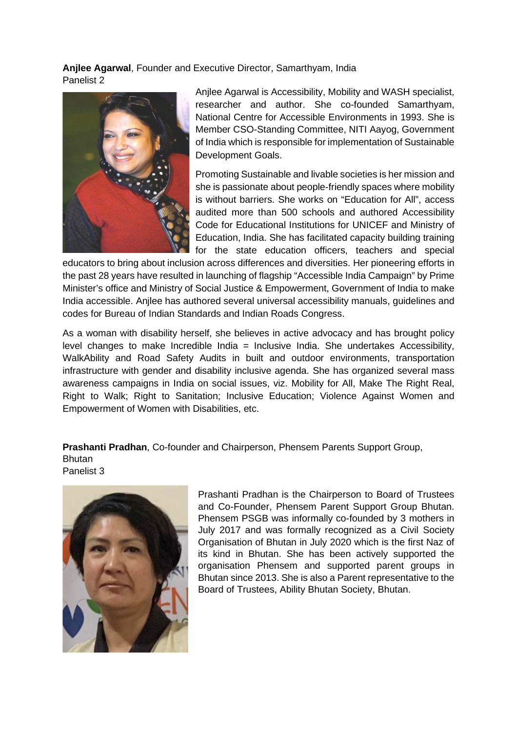**Anjlee Agarwal**, Founder and Executive Director, Samarthyam, India
Panelist 2

Anjlee Agarwal is Accessibility, Mobility and WASH specialist, researcher and author. She co-founded Samarthyam, National Centre for Accessible Environments in 1993. She is Member CSO-Standing Committee, NITI Aayog, Government of India which is responsible for implementation of Sustainable Development Goals.

Promoting Sustainable and livable societies is her mission and she is passionate about people-friendly spaces where mobility is without barriers. She works on "Education for All", access audited more than 500 schools and authored Accessibility Code for Educational Institutions for UNICEF and Ministry of Education, India. She has facilitated capacity building training for the state education officers, teachers and special educators to bring about inclusion across differences and diversities. Her pioneering efforts in the past 28 years have resulted in launching of flagship "Accessible India Campaign" by Prime Minister's office and Ministry of Social Justice & Empowerment, Government of India to make India accessible. Anjlee has authored several universal accessibility manuals, guidelines and codes for Bureau of Indian Standards and Indian Roads Congress.

As a woman with disability herself, she believes in active advocacy and has brought policy level changes to make Incredible India = Inclusive India. She undertakes Accessibility, WalkAbility and Road Safety Audits in built and outdoor environments, transportation infrastructure with gender and disability inclusive agenda. She has organized several mass awareness campaigns in India on social issues, viz. Mobility for All, Make The Right Real, Right to Walk; Right to Sanitation; Inclusive Education; Violence Against Women and Empowerment of Women with Disabilities, etc.

**Prashanti Pradhan**, Co-founder and Chairperson, Phensem Parents Support Group, Bhutan
Panelist 3

Prashanti Pradhan is the Chairperson to Board of Trustees and Co-Founder, Phensem Parent Support Group Bhutan. Phensem PSGB was informally co-founded by 3 mothers in July 2017 and was formally recognized as a Civil Society Organisation of Bhutan in July 2020 which is the first Naz of its kind in Bhutan. She has been actively supported the organisation Phensem and supported parent groups in Bhutan since 2013. She is also a Parent representative to the Board of Trustees, Ability Bhutan Society, Bhutan.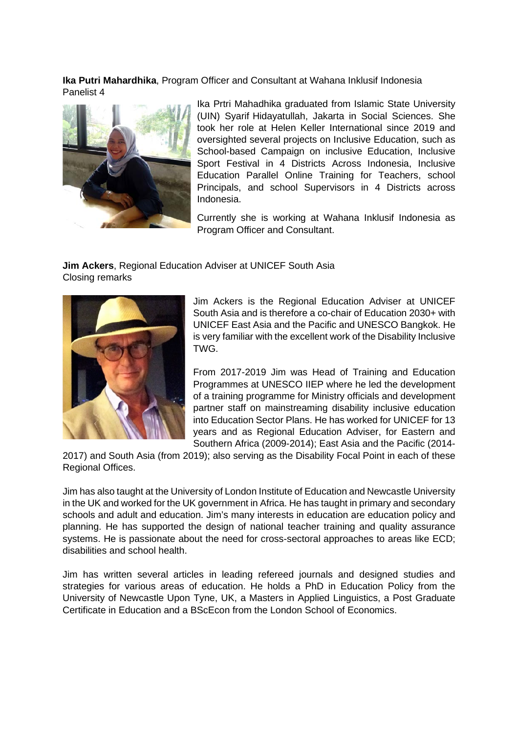**Ika Putri Mahardhika**, Program Officer and Consultant at Wahana Inklusif Indonesia
Panelist 4

Ika Prtri Mahadhika graduated from Islamic State University (UIN) Syarif Hidayatullah, Jakarta in Social Sciences. She took her role at Helen Keller International since 2019 and oversighted several projects on Inclusive Education, such as School-based Campaign on inclusive Education, Inclusive Sport Festival in 4 Districts Across Indonesia, Inclusive Education Parallel Online Training for Teachers, school Principals, and school Supervisors in 4 Districts across Indonesia.

Currently she is working at Wahana Inklusif Indonesia as Program Officer and Consultant.

**Jim Ackers**, Regional Education Adviser at UNICEF South Asia
Closing remarks

Jim Ackers is the Regional Education Adviser at UNICEF South Asia and is therefore a co-chair of Education 2030+ with UNICEF East Asia and the Pacific and UNESCO Bangkok. He is very familiar with the excellent work of the Disability Inclusive TWG.

From 2017-2019 Jim was Head of Training and Education Programmes at UNESCO IIEP where he led the development of a training programme for Ministry officials and development partner staff on mainstreaming disability inclusive education into Education Sector Plans. He has worked for UNICEF for 13 years and as Regional Education Adviser, for Eastern and Southern Africa (2009-2014); East Asia and the Pacific (2014-2017) and South Asia (from 2019); also serving as the Disability Focal Point in each of these Regional Offices.

Jim has also taught at the University of London Institute of Education and Newcastle University in the UK and worked for the UK government in Africa. He has taught in primary and secondary schools and adult and education. Jim's many interests in education are education policy and planning. He has supported the design of national teacher training and quality assurance systems. He is passionate about the need for cross-sectoral approaches to areas like ECD; disabilities and school health.

Jim has written several articles in leading refereed journals and designed studies and strategies for various areas of education. He holds a PhD in Education Policy from the University of Newcastle Upon Tyne, UK, a Masters in Applied Linguistics, a Post Graduate Certificate in Education and a BScEcon from the London School of Economics.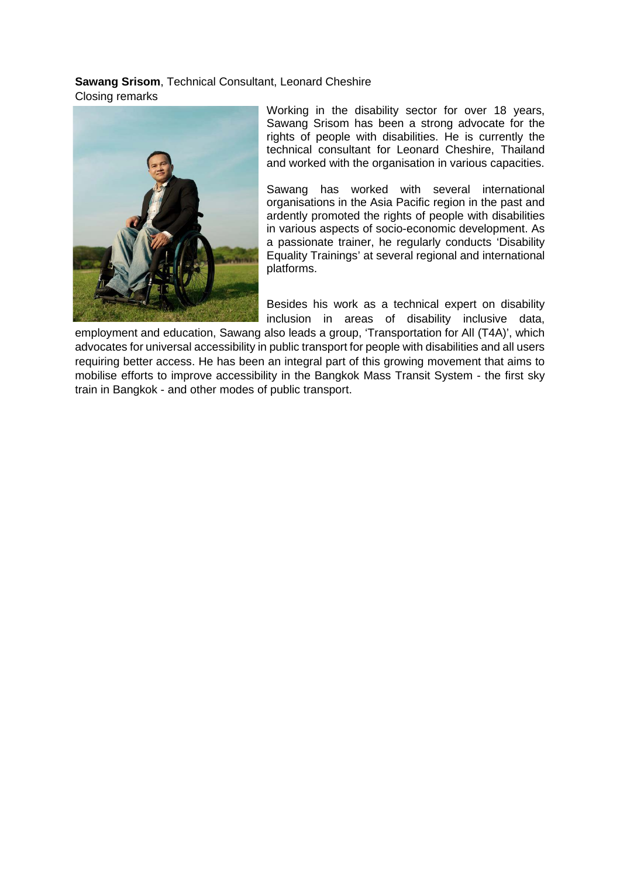**Sawang Srisom**, Technical Consultant, Leonard Cheshire
Closing remarks

Working in the disability sector for over 18 years, Sawang Srisom has been a strong advocate for the rights of people with disabilities. He is currently the technical consultant for Leonard Cheshire, Thailand and worked with the organisation in various capacities.

Sawang has worked with several international organisations in the Asia Pacific region in the past and ardently promoted the rights of people with disabilities in various aspects of socio-economic development. As a passionate trainer, he regularly conducts 'Disability Equality Trainings' at several regional and international platforms.

Besides his work as a technical expert on disability inclusion in areas of disability inclusive data, employment and education, Sawang also leads a group, 'Transportation for All (T4A)', which advocates for universal accessibility in public transport for people with disabilities and all users requiring better access. He has been an integral part of this growing movement that aims to mobilise efforts to improve accessibility in the Bangkok Mass Transit System - the first sky train in Bangkok - and other modes of public transport.